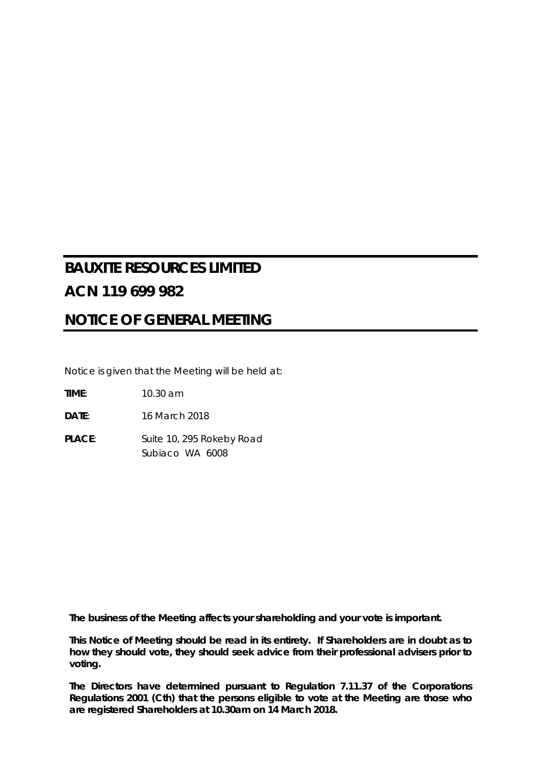# BAUXITE RESOURCES LIMITED

# ACN 119 699 982

# NOTICE OF GENERAL MEETING

Notice is given that the Meeting will be held at:

**TIME**: 10.30 am

**DATE**: 16 March 2018

**PLACE**: Suite 10, 295 Rokeby Road
Subiaco WA 6008

**The business of the Meeting affects your shareholding and your vote is important.**

**This Notice of Meeting should be read in its entirety. If Shareholders are in doubt as to how they should vote, they should seek advice from their professional advisers prior to voting.**

**The Directors have determined pursuant to Regulation 7.11.37 of the Corporations Regulations 2001 (Cth) that the persons eligible to vote at the Meeting are those who are registered Shareholders at 10.30am on 14 March 2018.**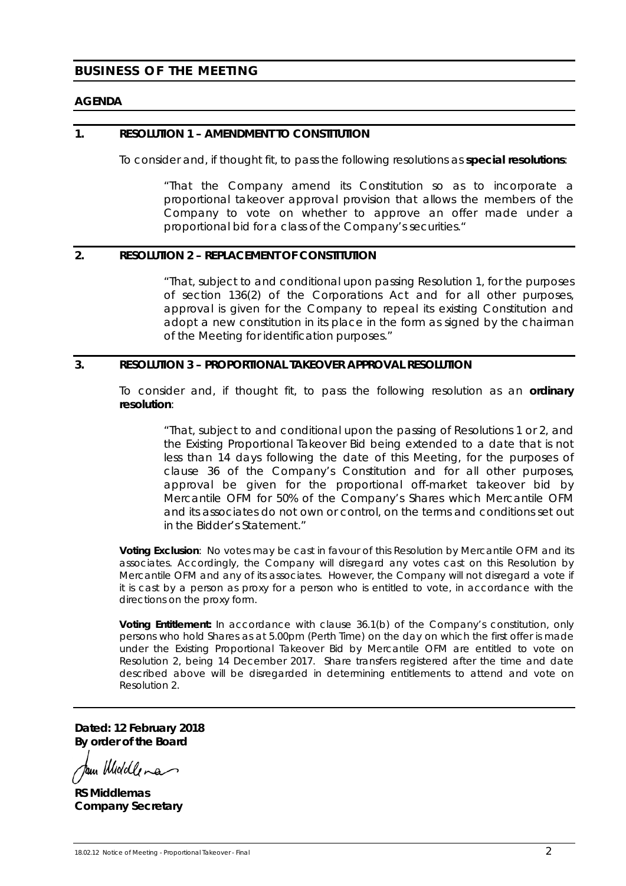## BUSINESS OF THE MEETING

### AGENDA

### 1. RESOLUTION 1 – AMENDMENT TO CONSTITUTION

To consider and, if thought fit, to pass the following resolutions as **special resolutions**:

> "That the Company amend its Constitution so as to incorporate a proportional takeover approval provision that allows the members of the Company to vote on whether to approve an offer made under a proportional bid for a class of the Company's securities."

### 2. RESOLUTION 2 – REPLACEMENT OF CONSTITUTION

> "That, subject to and conditional upon passing Resolution 1, for the purposes of section 136(2) of the Corporations Act and for all other purposes, approval is given for the Company to repeal its existing Constitution and adopt a new constitution in its place in the form as signed by the chairman of the Meeting for identification purposes."

### 3. RESOLUTION 3 – PROPORTIONAL TAKEOVER APPROVAL RESOLUTION

To consider and, if thought fit, to pass the following resolution as an **ordinary resolution**:

> "That, subject to and conditional upon the passing of Resolutions 1 or 2, and the Existing Proportional Takeover Bid being extended to a date that is not less than 14 days following the date of this Meeting, for the purposes of clause 36 of the Company's Constitution and for all other purposes, approval be given for the proportional off-market takeover bid by Mercantile OFM for 50% of the Company's Shares which Mercantile OFM and its associates do not own or control, on the terms and conditions set out in the Bidder's Statement."

**Voting Exclusion**: No votes may be cast in favour of this Resolution by Mercantile OFM and its associates. Accordingly, the Company will disregard any votes cast on this Resolution by Mercantile OFM and any of its associates. However, the Company will not disregard a vote if it is cast by a person as proxy for a person who is entitled to vote, in accordance with the directions on the proxy form.

**Voting Entitlement:** In accordance with clause 36.1(b) of the Company's constitution, only persons who hold Shares as at 5.00pm (Perth Time) on the day on which the first offer is made under the Existing Proportional Takeover Bid by Mercantile OFM are entitled to vote on Resolution 2, being 14 December 2017. Share transfers registered after the time and date described above will be disregarded in determining entitlements to attend and vote on Resolution 2.

**Dated: 12 February 2018**
**By order of the Board**

**RS Middlemas**
**Company Secretary**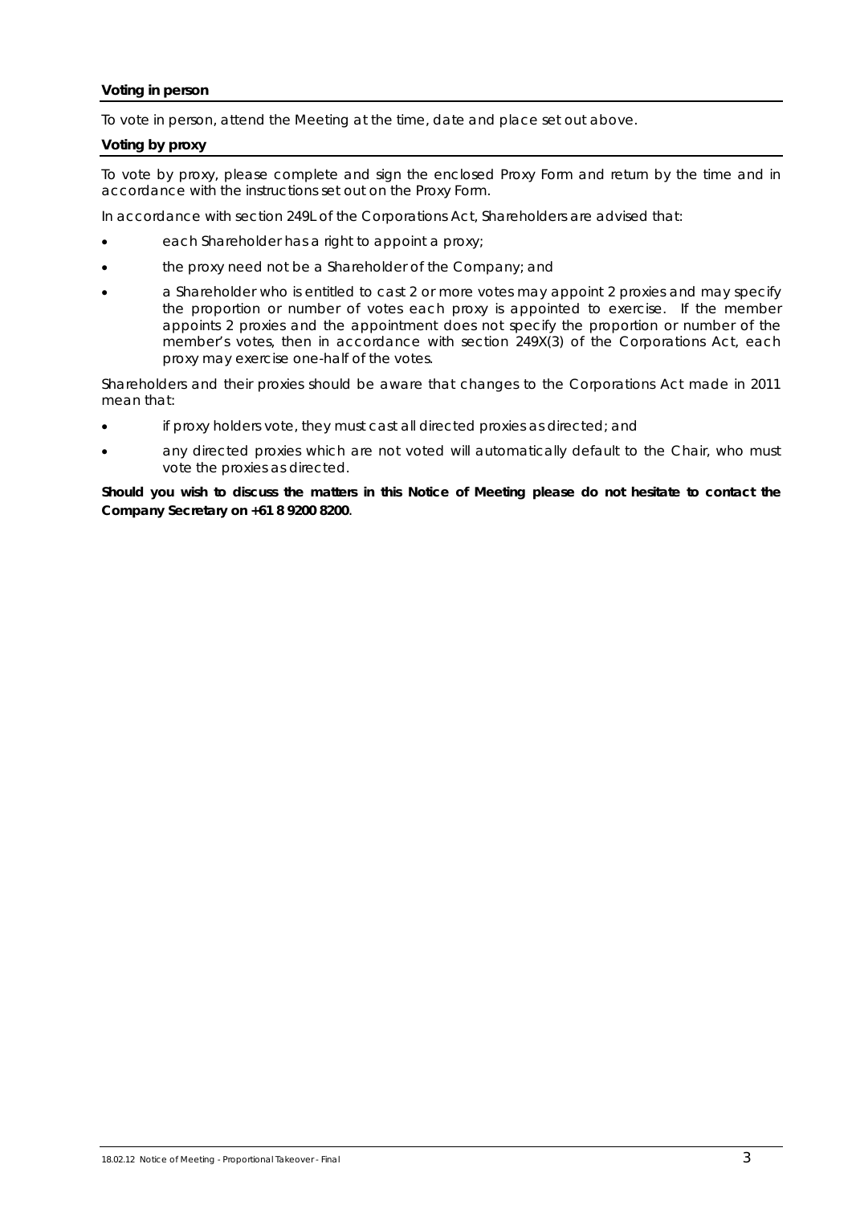### Voting in person

To vote in person, attend the Meeting at the time, date and place set out above.

### Voting by proxy

To vote by proxy, please complete and sign the enclosed Proxy Form and return by the time and in accordance with the instructions set out on the Proxy Form.

In accordance with section 249L of the Corporations Act, Shareholders are advised that:

- each Shareholder has a right to appoint a proxy;
- the proxy need not be a Shareholder of the Company; and
- a Shareholder who is entitled to cast 2 or more votes may appoint 2 proxies and may specify the proportion or number of votes each proxy is appointed to exercise. If the member appoints 2 proxies and the appointment does not specify the proportion or number of the member's votes, then in accordance with section 249X(3) of the Corporations Act, each proxy may exercise one-half of the votes.

Shareholders and their proxies should be aware that changes to the Corporations Act made in 2011 mean that:

- if proxy holders vote, they must cast all directed proxies as directed; and
- any directed proxies which are not voted will automatically default to the Chair, who must vote the proxies as directed.

**Should you wish to discuss the matters in this Notice of Meeting please do not hesitate to contact the Company Secretary on +61 8 9200 8200**.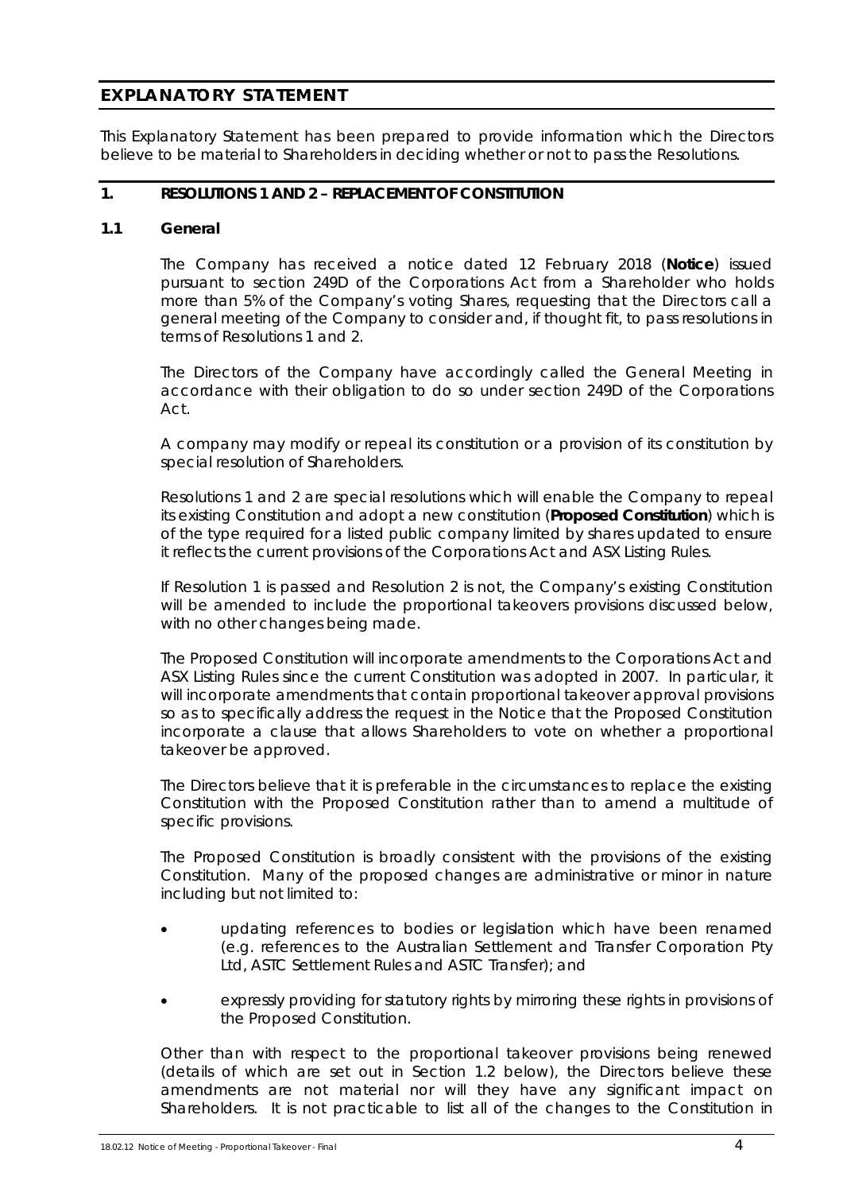# EXPLANATORY STATEMENT

This Explanatory Statement has been prepared to provide information which the Directors believe to be material to Shareholders in deciding whether or not to pass the Resolutions.

## 1. RESOLUTIONS 1 AND 2 – REPLACEMENT OF CONSTITUTION

### 1.1 General

The Company has received a notice dated 12 February 2018 (**Notice**) issued pursuant to section 249D of the Corporations Act from a Shareholder who holds more than 5% of the Company's voting Shares, requesting that the Directors call a general meeting of the Company to consider and, if thought fit, to pass resolutions in terms of Resolutions 1 and 2.

The Directors of the Company have accordingly called the General Meeting in accordance with their obligation to do so under section 249D of the Corporations Act.

A company may modify or repeal its constitution or a provision of its constitution by special resolution of Shareholders.

Resolutions 1 and 2 are special resolutions which will enable the Company to repeal its existing Constitution and adopt a new constitution (**Proposed Constitution**) which is of the type required for a listed public company limited by shares updated to ensure it reflects the current provisions of the Corporations Act and ASX Listing Rules.

If Resolution 1 is passed and Resolution 2 is not, the Company's existing Constitution will be amended to include the proportional takeovers provisions discussed below, with no other changes being made.

The Proposed Constitution will incorporate amendments to the Corporations Act and ASX Listing Rules since the current Constitution was adopted in 2007. In particular, it will incorporate amendments that contain proportional takeover approval provisions so as to specifically address the request in the Notice that the Proposed Constitution incorporate a clause that allows Shareholders to vote on whether a proportional takeover be approved.

The Directors believe that it is preferable in the circumstances to replace the existing Constitution with the Proposed Constitution rather than to amend a multitude of specific provisions.

The Proposed Constitution is broadly consistent with the provisions of the existing Constitution. Many of the proposed changes are administrative or minor in nature including but not limited to:

- updating references to bodies or legislation which have been renamed (e.g. references to the Australian Settlement and Transfer Corporation Pty Ltd, ASTC Settlement Rules and ASTC Transfer); and
- expressly providing for statutory rights by mirroring these rights in provisions of the Proposed Constitution.

Other than with respect to the proportional takeover provisions being renewed (details of which are set out in Section 1.2 below), the Directors believe these amendments are not material nor will they have any significant impact on Shareholders. It is not practicable to list all of the changes to the Constitution in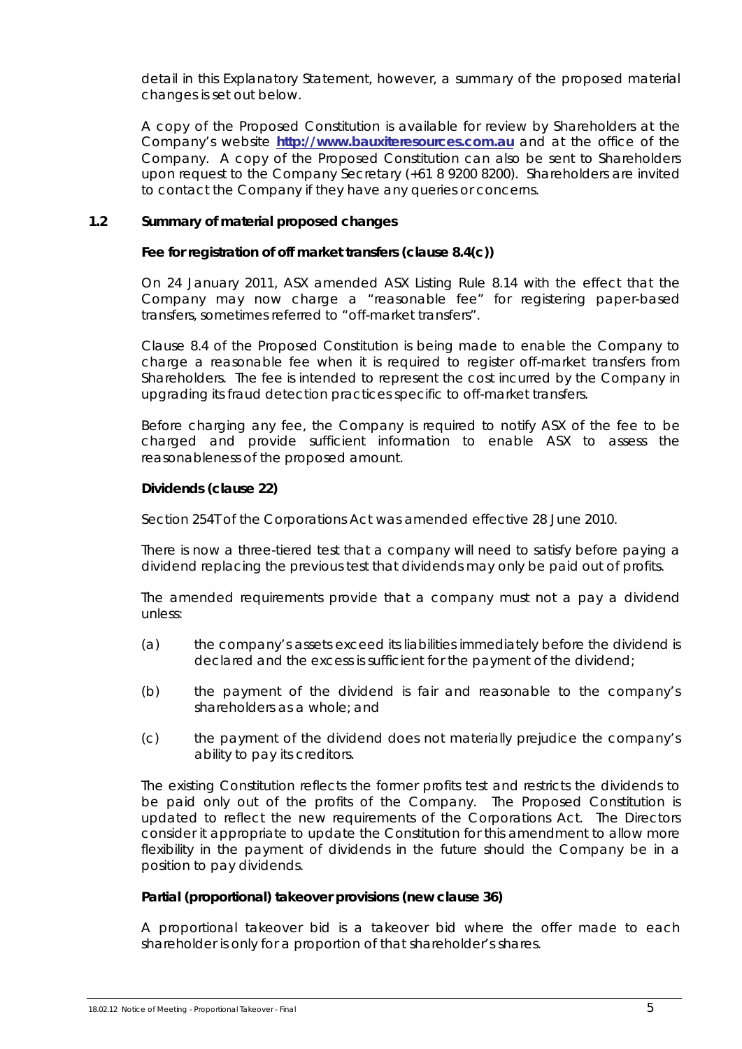detail in this Explanatory Statement, however, a summary of the proposed material changes is set out below.

A copy of the Proposed Constitution is available for review by Shareholders at the Company's website **http://www.bauxiteresources.com.au** and at the office of the Company. A copy of the Proposed Constitution can also be sent to Shareholders upon request to the Company Secretary (+61 8 9200 8200). Shareholders are invited to contact the Company if they have any queries or concerns.

## 1.2 Summary of material proposed changes

**Fee for registration of off market transfers (clause 8.4(c))**

On 24 January 2011, ASX amended ASX Listing Rule 8.14 with the effect that the Company may now charge a "reasonable fee" for registering paper-based transfers, sometimes referred to "off-market transfers".

Clause 8.4 of the Proposed Constitution is being made to enable the Company to charge a reasonable fee when it is required to register off-market transfers from Shareholders. The fee is intended to represent the cost incurred by the Company in upgrading its fraud detection practices specific to off-market transfers.

Before charging any fee, the Company is required to notify ASX of the fee to be charged and provide sufficient information to enable ASX to assess the reasonableness of the proposed amount.

**Dividends (clause 22)**

Section 254T of the Corporations Act was amended effective 28 June 2010.

There is now a three-tiered test that a company will need to satisfy before paying a dividend replacing the previous test that dividends may only be paid out of profits.

The amended requirements provide that a company must not a pay a dividend unless:

(a) the company's assets exceed its liabilities immediately before the dividend is declared and the excess is sufficient for the payment of the dividend;

(b) the payment of the dividend is fair and reasonable to the company's shareholders as a whole; and

(c) the payment of the dividend does not materially prejudice the company's ability to pay its creditors.

The existing Constitution reflects the former profits test and restricts the dividends to be paid only out of the profits of the Company. The Proposed Constitution is updated to reflect the new requirements of the Corporations Act. The Directors consider it appropriate to update the Constitution for this amendment to allow more flexibility in the payment of dividends in the future should the Company be in a position to pay dividends.

**Partial (proportional) takeover provisions (new clause 36)**

A proportional takeover bid is a takeover bid where the offer made to each shareholder is only for a proportion of that shareholder's shares.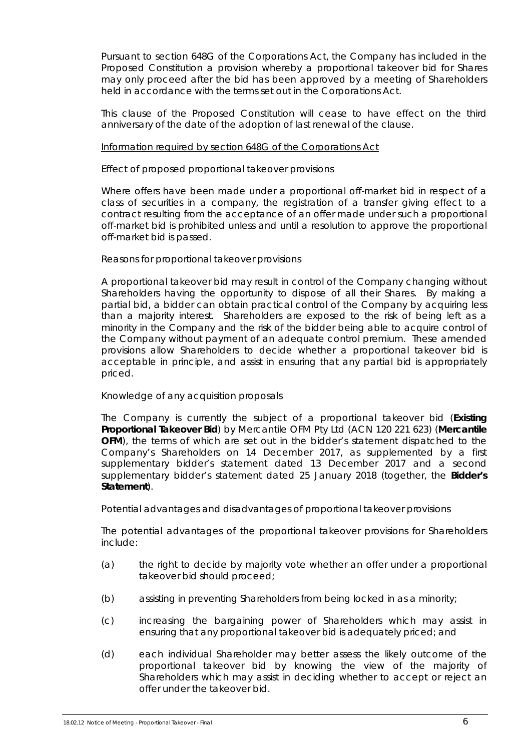Pursuant to section 648G of the Corporations Act, the Company has included in the Proposed Constitution a provision whereby a proportional takeover bid for Shares may only proceed after the bid has been approved by a meeting of Shareholders held in accordance with the terms set out in the Corporations Act.

This clause of the Proposed Constitution will cease to have effect on the third anniversary of the date of the adoption of last renewal of the clause.

<u>Information required by section 648G of the Corporations Act</u>

*Effect of proposed proportional takeover provisions*

Where offers have been made under a proportional off-market bid in respect of a class of securities in a company, the registration of a transfer giving effect to a contract resulting from the acceptance of an offer made under such a proportional off-market bid is prohibited unless and until a resolution to approve the proportional off-market bid is passed.

*Reasons for proportional takeover provisions*

A proportional takeover bid may result in control of the Company changing without Shareholders having the opportunity to dispose of all their Shares. By making a partial bid, a bidder can obtain practical control of the Company by acquiring less than a majority interest. Shareholders are exposed to the risk of being left as a minority in the Company and the risk of the bidder being able to acquire control of the Company without payment of an adequate control premium. These amended provisions allow Shareholders to decide whether a proportional takeover bid is acceptable in principle, and assist in ensuring that any partial bid is appropriately priced.

*Knowledge of any acquisition proposals*

The Company is currently the subject of a proportional takeover bid (**Existing Proportional Takeover Bid**) by Mercantile OFM Pty Ltd (ACN 120 221 623) (**Mercantile OFM**), the terms of which are set out in the bidder's statement dispatched to the Company's Shareholders on 14 December 2017, as supplemented by a first supplementary bidder's statement dated 13 December 2017 and a second supplementary bidder's statement dated 25 January 2018 (together, the **Bidder's Statement**).

*Potential advantages and disadvantages of proportional takeover provisions*

The potential advantages of the proportional takeover provisions for Shareholders include:

(a) the right to decide by majority vote whether an offer under a proportional takeover bid should proceed;

(b) assisting in preventing Shareholders from being locked in as a minority;

(c) increasing the bargaining power of Shareholders which may assist in ensuring that any proportional takeover bid is adequately priced; and

(d) each individual Shareholder may better assess the likely outcome of the proportional takeover bid by knowing the view of the majority of Shareholders which may assist in deciding whether to accept or reject an offer under the takeover bid.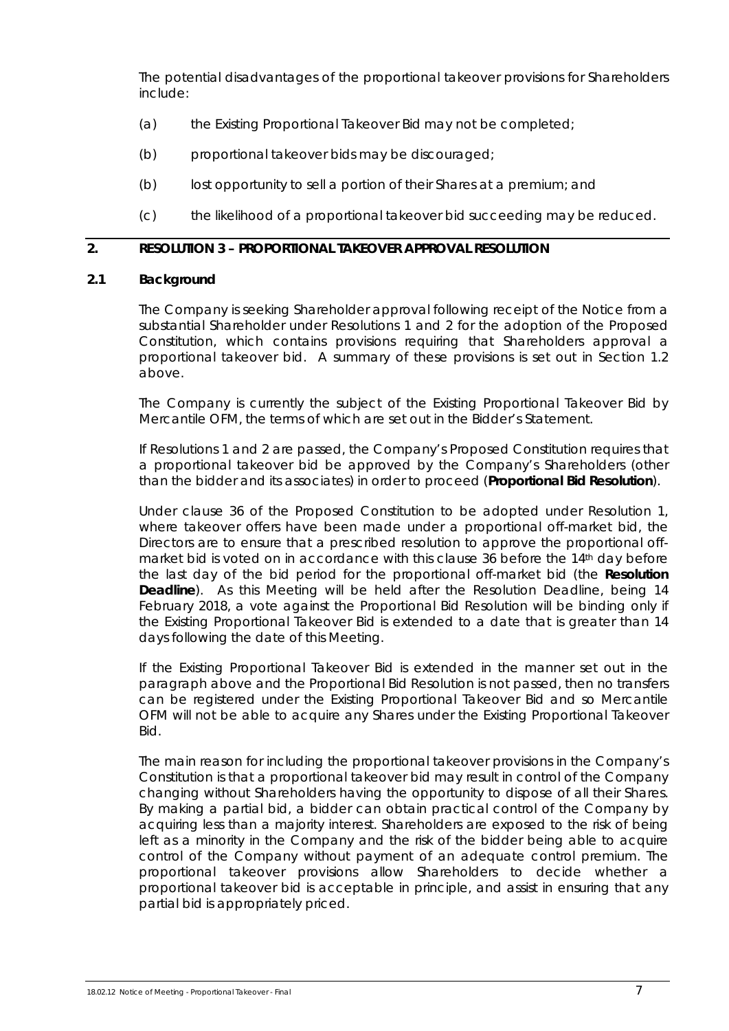The potential disadvantages of the proportional takeover provisions for Shareholders include:

(a) the Existing Proportional Takeover Bid may not be completed;

(b) proportional takeover bids may be discouraged;

(b) lost opportunity to sell a portion of their Shares at a premium; and

(c) the likelihood of a proportional takeover bid succeeding may be reduced.

## 2. RESOLUTION 3 – PROPORTIONAL TAKEOVER APPROVAL RESOLUTION

### 2.1 Background

The Company is seeking Shareholder approval following receipt of the Notice from a substantial Shareholder under Resolutions 1 and 2 for the adoption of the Proposed Constitution, which contains provisions requiring that Shareholders approval a proportional takeover bid. A summary of these provisions is set out in Section 1.2 above.

The Company is currently the subject of the Existing Proportional Takeover Bid by Mercantile OFM, the terms of which are set out in the Bidder's Statement.

If Resolutions 1 and 2 are passed, the Company's Proposed Constitution requires that a proportional takeover bid be approved by the Company's Shareholders (other than the bidder and its associates) in order to proceed (**Proportional Bid Resolution**).

Under clause 36 of the Proposed Constitution to be adopted under Resolution 1, where takeover offers have been made under a proportional off-market bid, the Directors are to ensure that a prescribed resolution to approve the proportional off-market bid is voted on in accordance with this clause 36 before the 14th day before the last day of the bid period for the proportional off-market bid (the **Resolution Deadline**). As this Meeting will be held after the Resolution Deadline, being 14 February 2018, a vote against the Proportional Bid Resolution will be binding only if the Existing Proportional Takeover Bid is extended to a date that is greater than 14 days following the date of this Meeting.

If the Existing Proportional Takeover Bid is extended in the manner set out in the paragraph above and the Proportional Bid Resolution is not passed, then no transfers can be registered under the Existing Proportional Takeover Bid and so Mercantile OFM will not be able to acquire any Shares under the Existing Proportional Takeover Bid.

The main reason for including the proportional takeover provisions in the Company's Constitution is that a proportional takeover bid may result in control of the Company changing without Shareholders having the opportunity to dispose of all their Shares. By making a partial bid, a bidder can obtain practical control of the Company by acquiring less than a majority interest. Shareholders are exposed to the risk of being left as a minority in the Company and the risk of the bidder being able to acquire control of the Company without payment of an adequate control premium. The proportional takeover provisions allow Shareholders to decide whether a proportional takeover bid is acceptable in principle, and assist in ensuring that any partial bid is appropriately priced.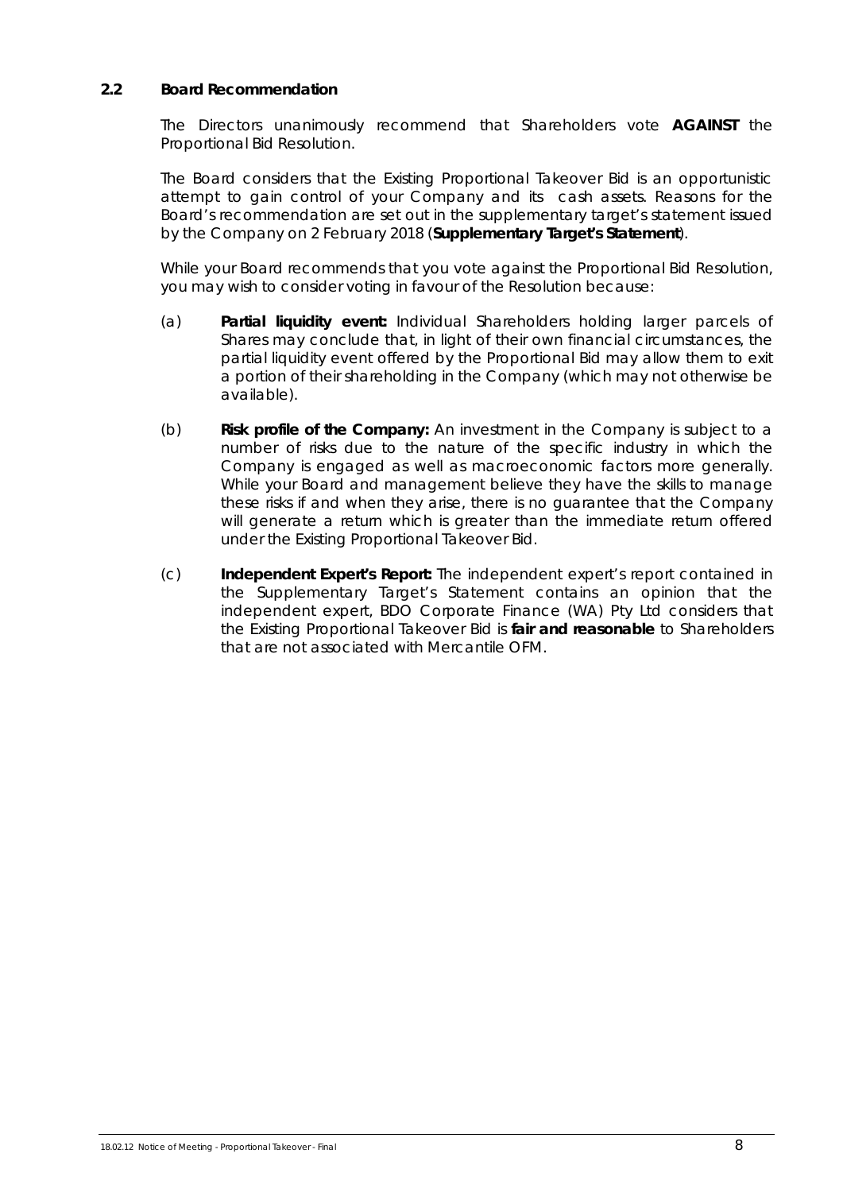## 2.2 Board Recommendation

The Directors unanimously recommend that Shareholders vote **AGAINST** the Proportional Bid Resolution.

The Board considers that the Existing Proportional Takeover Bid is an opportunistic attempt to gain control of your Company and its cash assets. Reasons for the Board's recommendation are set out in the supplementary target's statement issued by the Company on 2 February 2018 (**Supplementary Target's Statement**).

While your Board recommends that you vote against the Proportional Bid Resolution, you may wish to consider voting in favour of the Resolution because:

(a) **Partial liquidity event:** Individual Shareholders holding larger parcels of Shares may conclude that, in light of their own financial circumstances, the partial liquidity event offered by the Proportional Bid may allow them to exit a portion of their shareholding in the Company (which may not otherwise be available).

(b) **Risk profile of the Company:** An investment in the Company is subject to a number of risks due to the nature of the specific industry in which the Company is engaged as well as macroeconomic factors more generally. While your Board and management believe they have the skills to manage these risks if and when they arise, there is no guarantee that the Company will generate a return which is greater than the immediate return offered under the Existing Proportional Takeover Bid.

(c) **Independent Expert's Report:** The independent expert's report contained in the Supplementary Target's Statement contains an opinion that the independent expert, BDO Corporate Finance (WA) Pty Ltd considers that the Existing Proportional Takeover Bid is **fair and reasonable** to Shareholders that are not associated with Mercantile OFM.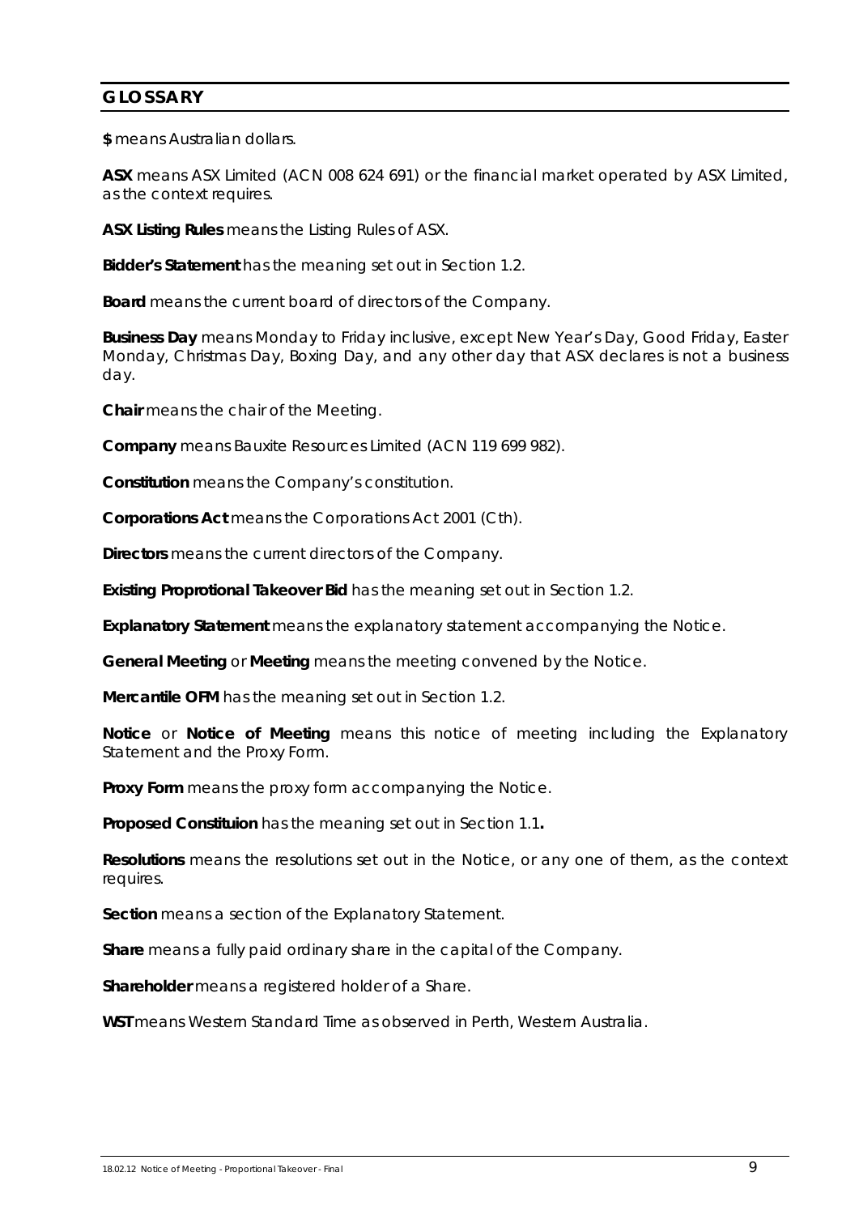## GLOSSARY

**$** means Australian dollars.

**ASX** means ASX Limited (ACN 008 624 691) or the financial market operated by ASX Limited, as the context requires.

**ASX Listing Rules** means the Listing Rules of ASX.

**Bidder's Statement** has the meaning set out in Section 1.2.

**Board** means the current board of directors of the Company.

**Business Day** means Monday to Friday inclusive, except New Year's Day, Good Friday, Easter Monday, Christmas Day, Boxing Day, and any other day that ASX declares is not a business day.

**Chair** means the chair of the Meeting.

**Company** means Bauxite Resources Limited (ACN 119 699 982).

**Constitution** means the Company's constitution.

**Corporations Act** means the Corporations Act 2001 (Cth).

**Directors** means the current directors of the Company.

**Existing Proprotional Takeover Bid** has the meaning set out in Section 1.2.

**Explanatory Statement** means the explanatory statement accompanying the Notice.

**General Meeting** or **Meeting** means the meeting convened by the Notice.

**Mercantile OFM** has the meaning set out in Section 1.2.

**Notice** or **Notice of Meeting** means this notice of meeting including the Explanatory Statement and the Proxy Form.

**Proxy Form** means the proxy form accompanying the Notice.

**Proposed Constituion** has the meaning set out in Section 1.1**.**

**Resolutions** means the resolutions set out in the Notice, or any one of them, as the context requires.

**Section** means a section of the Explanatory Statement.

**Share** means a fully paid ordinary share in the capital of the Company.

**Shareholder** means a registered holder of a Share.

**WST** means Western Standard Time as observed in Perth, Western Australia.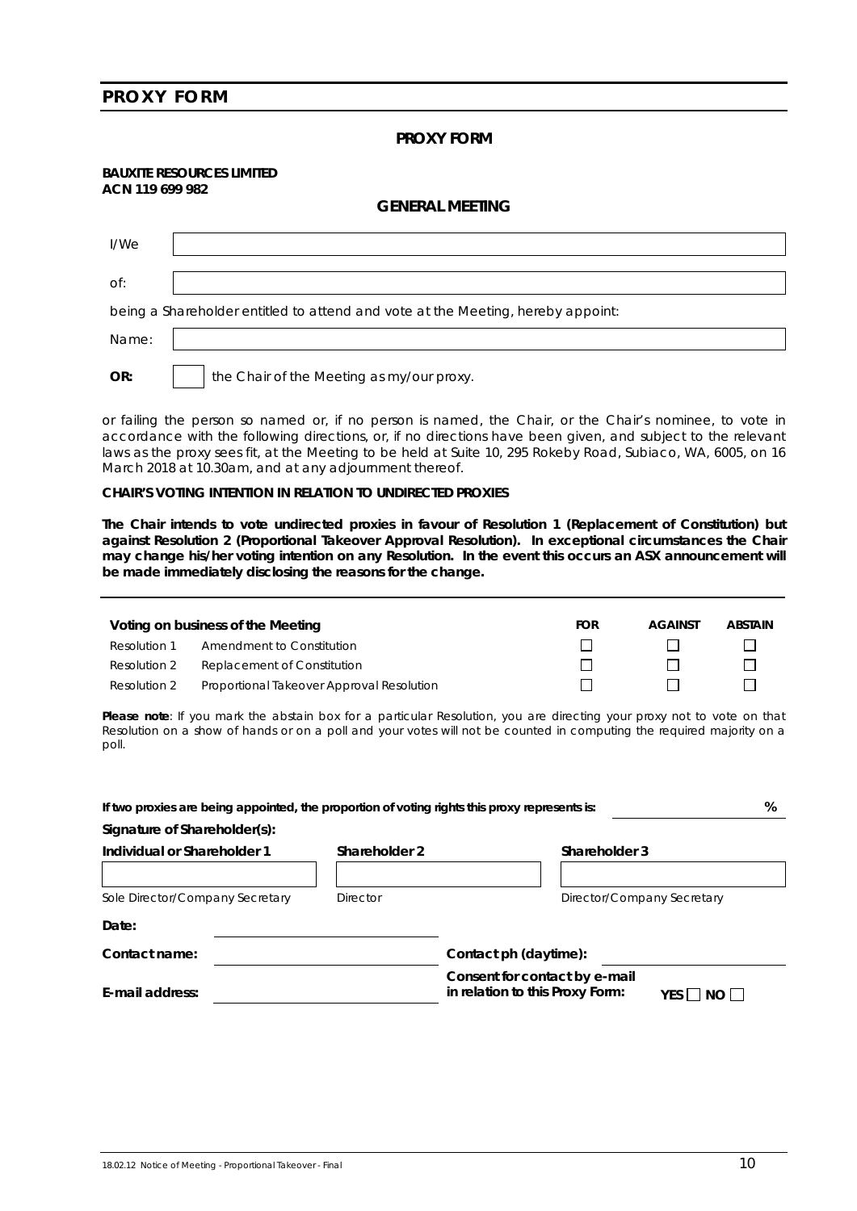## PROXY FORM

### PROXY FORM

**BAUXITE RESOURCES LIMITED**
**ACN 119 699 982**

### GENERAL MEETING

I/We ______________________________

of: ______________________________

being a Shareholder entitled to attend and vote at the Meeting, hereby appoint:

Name: ______________________________

**OR:** ☐ the Chair of the Meeting as my/our proxy.

or failing the person so named or, if no person is named, the Chair, or the Chair's nominee, to vote in accordance with the following directions, or, if no directions have been given, and subject to the relevant laws as the proxy sees fit, at the Meeting to be held at Suite 10, 295 Rokeby Road, Subiaco, WA, 6005, on 16 March 2018 at 10.30am, and at any adjournment thereof.

**CHAIR'S VOTING INTENTION IN RELATION TO UNDIRECTED PROXIES**

**The Chair intends to vote undirected proxies in favour of Resolution 1 (Replacement of Constitution) but against Resolution 2 (Proportional Takeover Approval Resolution). In exceptional circumstances the Chair may change his/her voting intention on any Resolution. In the event this occurs an ASX announcement will be made immediately disclosing the reasons for the change.**

| **Voting on business of the Meeting** | | **FOR** | **AGAINST** | **ABSTAIN** |
|---|---|---|---|---|
| Resolution 1 | Amendment to Constitution | ☐ | ☐ | ☐ |
| Resolution 2 | Replacement of Constitution | ☐ | ☐ | ☐ |
| Resolution 2 | Proportional Takeover Approval Resolution | ☐ | ☐ | ☐ |

**Please note**: *If you mark the abstain box for a particular Resolution, you are directing your proxy not to vote on that Resolution on a show of hands or on a poll and your votes will not be counted in computing the required majority on a poll.*

**If two proxies are being appointed, the proportion of voting rights this proxy represents is:** ________ %

**Signature of Shareholder(s):**

| **Individual or Shareholder 1** | **Shareholder 2** | **Shareholder 3** |
|---|---|---|
| | | |
| *Sole Director/Company Secretary* | *Director* | *Director/Company Secretary* |

**Date:** ______________________________

**Contact name:** ______________________________ **Contact ph (daytime):** ______________________________

**E-mail address:** ______________________________ **Consent for contact by e-mail in relation to this Proxy Form:** YES ☐ NO ☐

18.02.12 Notice of Meeting - Proportional Takeover - Final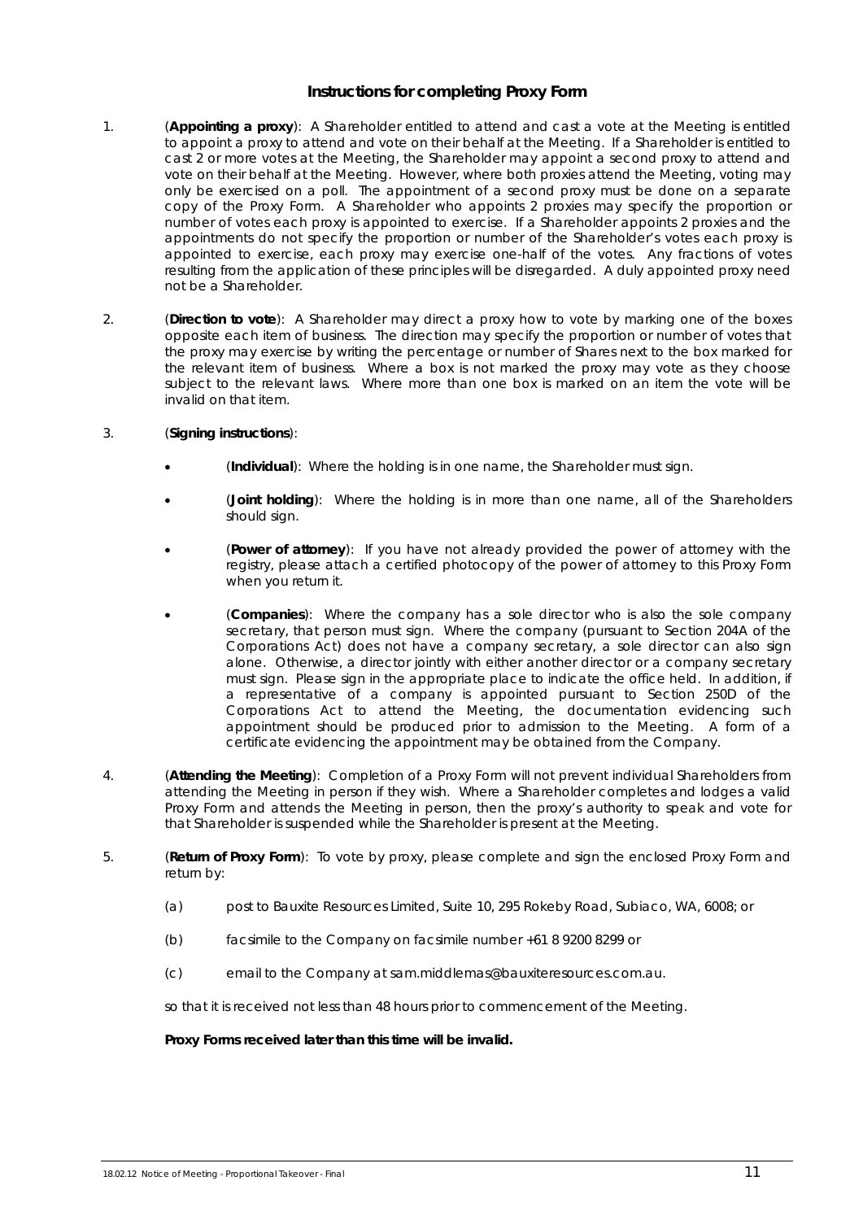## Instructions for completing Proxy Form

1. (**Appointing a proxy**): A Shareholder entitled to attend and cast a vote at the Meeting is entitled to appoint a proxy to attend and vote on their behalf at the Meeting. If a Shareholder is entitled to cast 2 or more votes at the Meeting, the Shareholder may appoint a second proxy to attend and vote on their behalf at the Meeting. However, where both proxies attend the Meeting, voting may only be exercised on a poll. The appointment of a second proxy must be done on a separate copy of the Proxy Form. A Shareholder who appoints 2 proxies may specify the proportion or number of votes each proxy is appointed to exercise. If a Shareholder appoints 2 proxies and the appointments do not specify the proportion or number of the Shareholder's votes each proxy is appointed to exercise, each proxy may exercise one-half of the votes. Any fractions of votes resulting from the application of these principles will be disregarded. A duly appointed proxy need not be a Shareholder.

2. (**Direction to vote**): A Shareholder may direct a proxy how to vote by marking one of the boxes opposite each item of business. The direction may specify the proportion or number of votes that the proxy may exercise by writing the percentage or number of Shares next to the box marked for the relevant item of business. Where a box is not marked the proxy may vote as they choose subject to the relevant laws. Where more than one box is marked on an item the vote will be invalid on that item.

3. (**Signing instructions**):

   - (**Individual**): Where the holding is in one name, the Shareholder must sign.
   - (**Joint holding**): Where the holding is in more than one name, all of the Shareholders should sign.
   - (**Power of attorney**): If you have not already provided the power of attorney with the registry, please attach a certified photocopy of the power of attorney to this Proxy Form when you return it.
   - (**Companies**): Where the company has a sole director who is also the sole company secretary, that person must sign. Where the company (pursuant to Section 204A of the Corporations Act) does not have a company secretary, a sole director can also sign alone. Otherwise, a director jointly with either another director or a company secretary must sign. Please sign in the appropriate place to indicate the office held. In addition, if a representative of a company is appointed pursuant to Section 250D of the Corporations Act to attend the Meeting, the documentation evidencing such appointment should be produced prior to admission to the Meeting. A form of a certificate evidencing the appointment may be obtained from the Company.

4. (**Attending the Meeting**): Completion of a Proxy Form will not prevent individual Shareholders from attending the Meeting in person if they wish. Where a Shareholder completes and lodges a valid Proxy Form and attends the Meeting in person, then the proxy's authority to speak and vote for that Shareholder is suspended while the Shareholder is present at the Meeting.

5. (**Return of Proxy Form**): To vote by proxy, please complete and sign the enclosed Proxy Form and return by:

   (a) post to Bauxite Resources Limited, Suite 10, 295 Rokeby Road, Subiaco, WA, 6008; or

   (b) facsimile to the Company on facsimile number +61 8 9200 8299 or

   (c) email to the Company at sam.middlemas@bauxiteresources.com.au.

   so that it is received not less than 48 hours prior to commencement of the Meeting.

   **Proxy Forms received later than this time will be invalid.**